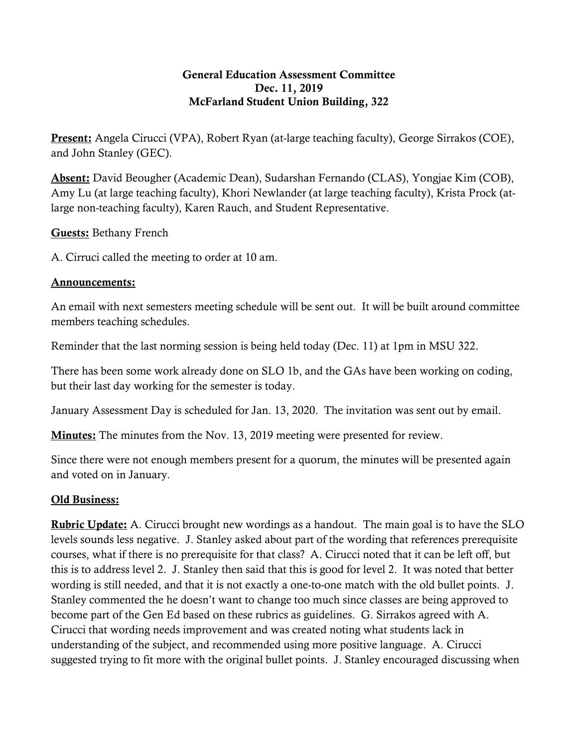**General Education Assessment Committee**
**Dec. 11, 2019**
**McFarland Student Union Building, 322**

**Present:** Angela Cirucci (VPA), Robert Ryan (at-large teaching faculty), George Sirrakos (COE), and John Stanley (GEC).

**Absent:** David Beougher (Academic Dean), Sudarshan Fernando (CLAS), Yongjae Kim (COB), Amy Lu (at large teaching faculty), Khori Newlander (at large teaching faculty), Krista Prock (at-large non-teaching faculty), Karen Rauch, and Student Representative.

**Guests:** Bethany French

A. Cirruci called the meeting to order at 10 am.

**Announcements:**

An email with next semesters meeting schedule will be sent out. It will be built around committee members teaching schedules.

Reminder that the last norming session is being held today (Dec. 11) at 1pm in MSU 322.

There has been some work already done on SLO 1b, and the GAs have been working on coding, but their last day working for the semester is today.

January Assessment Day is scheduled for Jan. 13, 2020. The invitation was sent out by email.

**Minutes:** The minutes from the Nov. 13, 2019 meeting were presented for review.

Since there were not enough members present for a quorum, the minutes will be presented again and voted on in January.

**Old Business:**

**Rubric Update:** A. Cirucci brought new wordings as a handout. The main goal is to have the SLO levels sounds less negative. J. Stanley asked about part of the wording that references prerequisite courses, what if there is no prerequisite for that class? A. Cirucci noted that it can be left off, but this is to address level 2. J. Stanley then said that this is good for level 2. It was noted that better wording is still needed, and that it is not exactly a one-to-one match with the old bullet points. J. Stanley commented the he doesn't want to change too much since classes are being approved to become part of the Gen Ed based on these rubrics as guidelines. G. Sirrakos agreed with A. Cirucci that wording needs improvement and was created noting what students lack in understanding of the subject, and recommended using more positive language. A. Cirucci suggested trying to fit more with the original bullet points. J. Stanley encouraged discussing when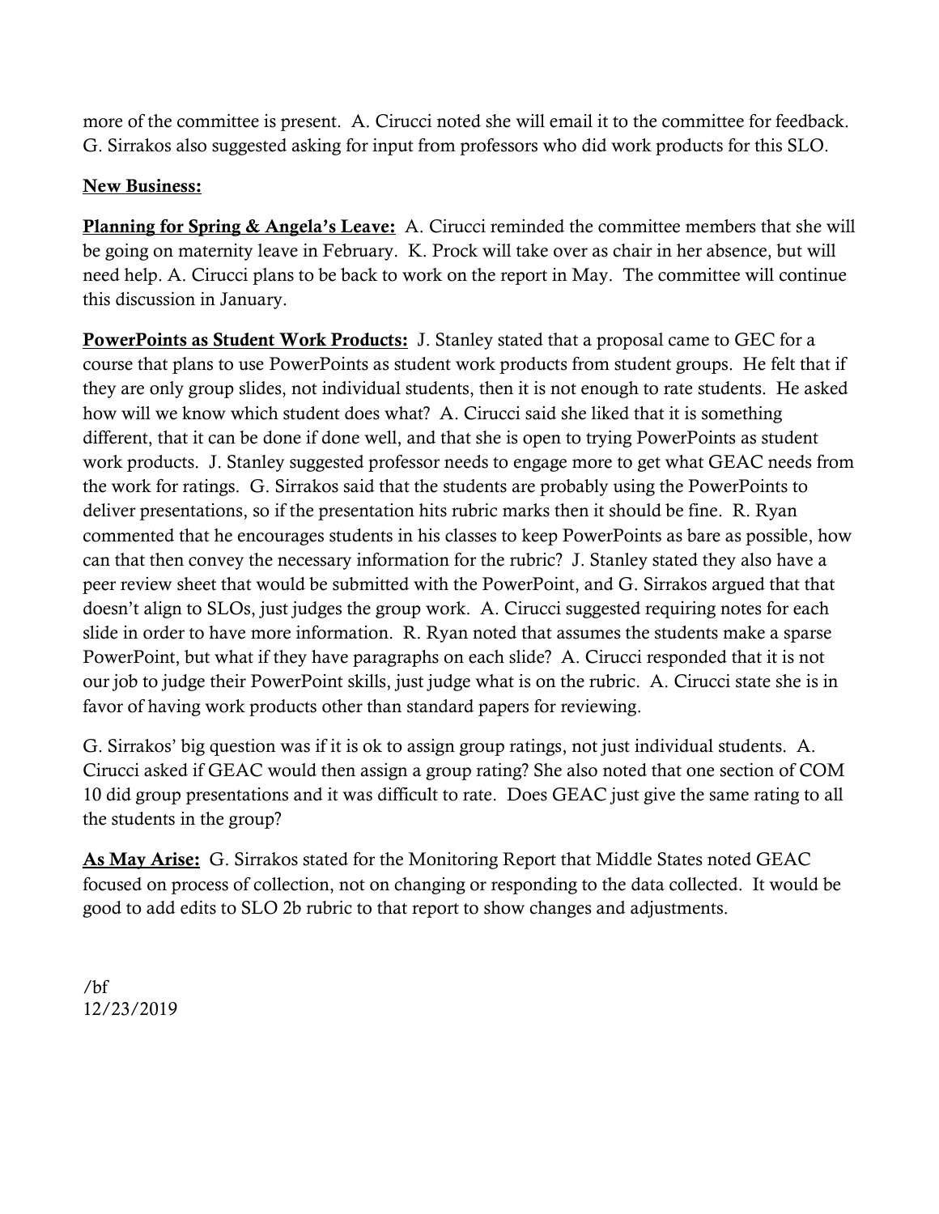more of the committee is present. A. Cirucci noted she will email it to the committee for feedback. G. Sirrakos also suggested asking for input from professors who did work products for this SLO.

**New Business:**

**Planning for Spring & Angela's Leave:** A. Cirucci reminded the committee members that she will be going on maternity leave in February. K. Prock will take over as chair in her absence, but will need help. A. Cirucci plans to be back to work on the report in May. The committee will continue this discussion in January.

**PowerPoints as Student Work Products:** J. Stanley stated that a proposal came to GEC for a course that plans to use PowerPoints as student work products from student groups. He felt that if they are only group slides, not individual students, then it is not enough to rate students. He asked how will we know which student does what? A. Cirucci said she liked that it is something different, that it can be done if done well, and that she is open to trying PowerPoints as student work products. J. Stanley suggested professor needs to engage more to get what GEAC needs from the work for ratings. G. Sirrakos said that the students are probably using the PowerPoints to deliver presentations, so if the presentation hits rubric marks then it should be fine. R. Ryan commented that he encourages students in his classes to keep PowerPoints as bare as possible, how can that then convey the necessary information for the rubric? J. Stanley stated they also have a peer review sheet that would be submitted with the PowerPoint, and G. Sirrakos argued that that doesn't align to SLOs, just judges the group work. A. Cirucci suggested requiring notes for each slide in order to have more information. R. Ryan noted that assumes the students make a sparse PowerPoint, but what if they have paragraphs on each slide? A. Cirucci responded that it is not our job to judge their PowerPoint skills, just judge what is on the rubric. A. Cirucci state she is in favor of having work products other than standard papers for reviewing.

G. Sirrakos' big question was if it is ok to assign group ratings, not just individual students. A. Cirucci asked if GEAC would then assign a group rating? She also noted that one section of COM 10 did group presentations and it was difficult to rate. Does GEAC just give the same rating to all the students in the group?

**As May Arise:** G. Sirrakos stated for the Monitoring Report that Middle States noted GEAC focused on process of collection, not on changing or responding to the data collected. It would be good to add edits to SLO 2b rubric to that report to show changes and adjustments.

/bf
12/23/2019